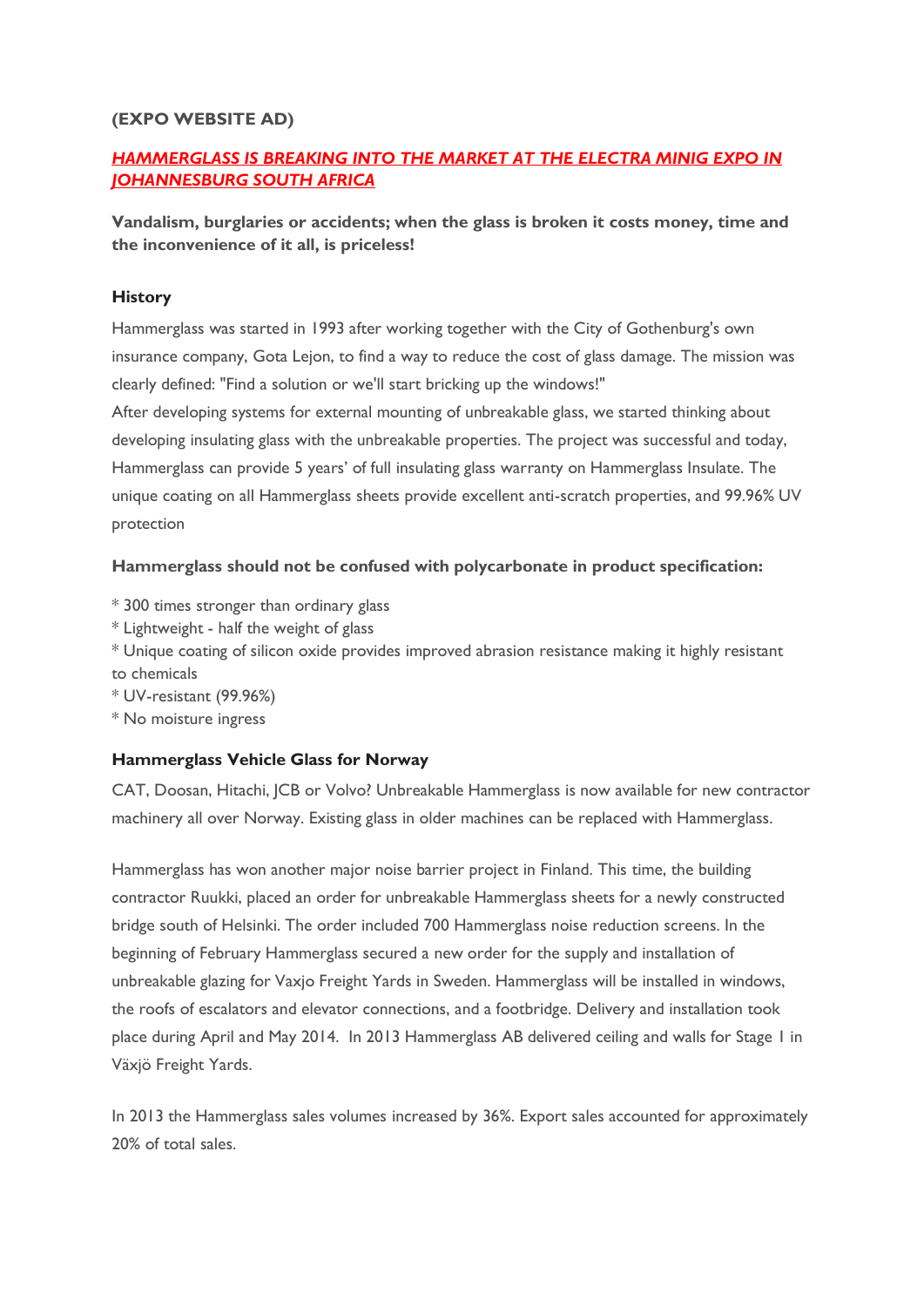**(EXPO WEBSITE AD)**

***HAMMERGLASS IS BREAKING INTO THE MARKET AT THE ELECTRA MINIG EXPO IN JOHANNESBURG SOUTH AFRICA***

**Vandalism, burglaries or accidents; when the glass is broken it costs money, time and the inconvenience of it all, is priceless!**

**History**

Hammerglass was started in 1993 after working together with the City of Gothenburg's own insurance company, Gota Lejon, to find a way to reduce the cost of glass damage. The mission was clearly defined: "Find a solution or we'll start bricking up the windows!"
After developing systems for external mounting of unbreakable glass, we started thinking about developing insulating glass with the unbreakable properties. The project was successful and today, Hammerglass can provide 5 years' of full insulating glass warranty on Hammerglass Insulate. The unique coating on all Hammerglass sheets provide excellent anti-scratch properties, and 99.96% UV protection

**Hammerglass should not be confused with polycarbonate in product specification:**

* 300 times stronger than ordinary glass
* Lightweight - half the weight of glass
* Unique coating of silicon oxide provides improved abrasion resistance making it highly resistant to chemicals
* UV-resistant (99.96%)
* No moisture ingress

**Hammerglass Vehicle Glass for Norway**

CAT, Doosan, Hitachi, JCB or Volvo? Unbreakable Hammerglass is now available for new contractor machinery all over Norway. Existing glass in older machines can be replaced with Hammerglass.

Hammerglass has won another major noise barrier project in Finland. This time, the building contractor Ruukki, placed an order for unbreakable Hammerglass sheets for a newly constructed bridge south of Helsinki. The order included 700 Hammerglass noise reduction screens. In the beginning of February Hammerglass secured a new order for the supply and installation of unbreakable glazing for Vaxjo Freight Yards in Sweden. Hammerglass will be installed in windows, the roofs of escalators and elevator connections, and a footbridge. Delivery and installation took place during April and May 2014. In 2013 Hammerglass AB delivered ceiling and walls for Stage 1 in Växjö Freight Yards.

In 2013 the Hammerglass sales volumes increased by 36%. Export sales accounted for approximately 20% of total sales.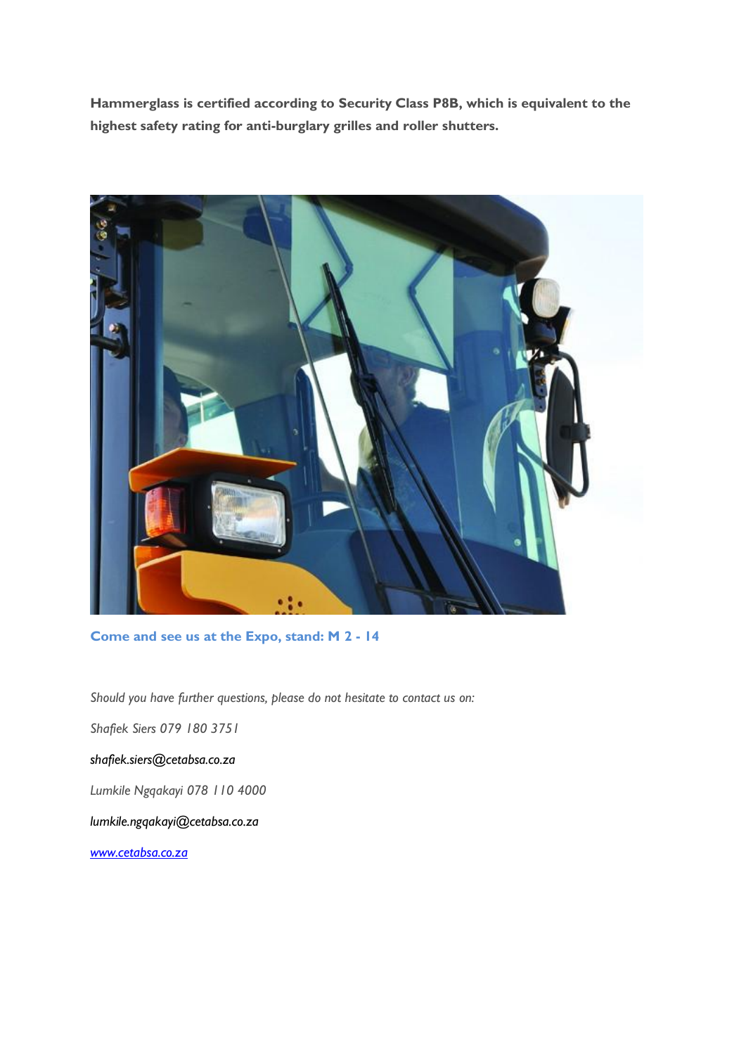**Hammerglass is certified according to Security Class P8B, which is equivalent to the highest safety rating for anti-burglary grilles and roller shutters.**

**Come and see us at the Expo, stand: M 2 - 14**

*Should you have further questions, please do not hesitate to contact us on:*

*Shafiek Siers 079 180 3751*

*shafiek.siers@cetabsa.co.za*

*Lumkile Ngqakayi 078 110 4000*

*lumkile.ngqakayi@cetabsa.co.za*

*www.cetabsa.co.za*